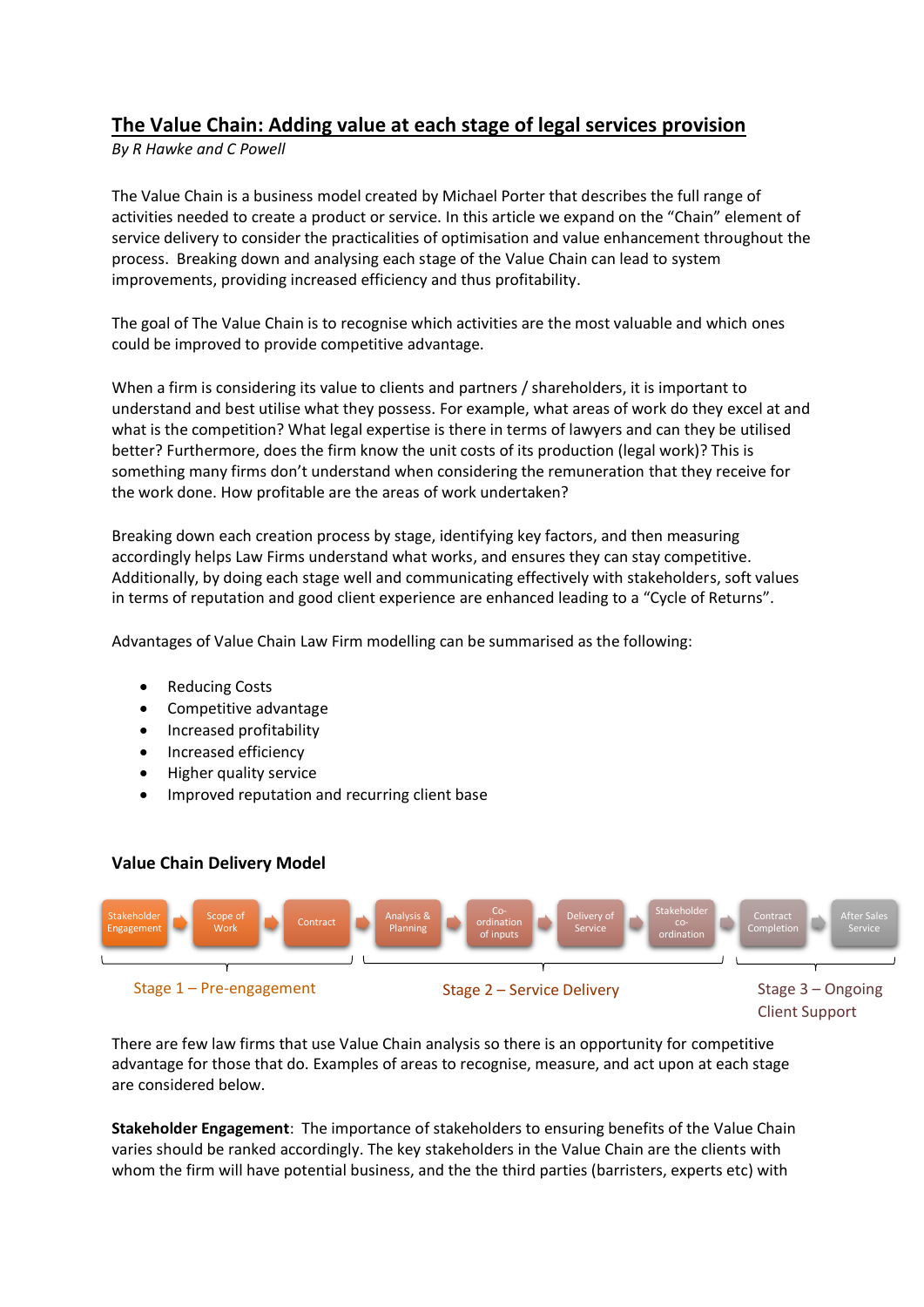# The Value Chain: Adding value at each stage of legal services provision

*By R Hawke and C Powell*

The Value Chain is a business model created by Michael Porter that describes the full range of activities needed to create a product or service. In this article we expand on the "Chain" element of service delivery to consider the practicalities of optimisation and value enhancement throughout the process. Breaking down and analysing each stage of the Value Chain can lead to system improvements, providing increased efficiency and thus profitability.

The goal of The Value Chain is to recognise which activities are the most valuable and which ones could be improved to provide competitive advantage.

When a firm is considering its value to clients and partners / shareholders, it is important to understand and best utilise what they possess. For example, what areas of work do they excel at and what is the competition? What legal expertise is there in terms of lawyers and can they be utilised better? Furthermore, does the firm know the unit costs of its production (legal work)? This is something many firms don't understand when considering the remuneration that they receive for the work done. How profitable are the areas of work undertaken?

Breaking down each creation process by stage, identifying key factors, and then measuring accordingly helps Law Firms understand what works, and ensures they can stay competitive. Additionally, by doing each stage well and communicating effectively with stakeholders, soft values in terms of reputation and good client experience are enhanced leading to a "Cycle of Returns".

Advantages of Value Chain Law Firm modelling can be summarised as the following:

- Reducing Costs
- Competitive advantage
- Increased profitability
- Increased efficiency
- Higher quality service
- Improved reputation and recurring client base

### Value Chain Delivery Model

Stakeholder Engagement → Scope of Work → Contract → Analysis & Planning → Co-ordination of inputs → Delivery of Service → Stakeholder co-ordination → Contract Completion → After Sales Service

- Stage 1 – Pre-engagement: Stakeholder Engagement, Scope of Work, Contract
- Stage 2 – Service Delivery: Analysis & Planning, Co-ordination of inputs, Delivery of Service, Stakeholder co-ordination
- Stage 3 – Ongoing Client Support: Contract Completion, After Sales Service

There are few law firms that use Value Chain analysis so there is an opportunity for competitive advantage for those that do. Examples of areas to recognise, measure, and act upon at each stage are considered below.

**Stakeholder Engagement**: The importance of stakeholders to ensuring benefits of the Value Chain varies should be ranked accordingly. The key stakeholders in the Value Chain are the clients with whom the firm will have potential business, and the the third parties (barristers, experts etc) with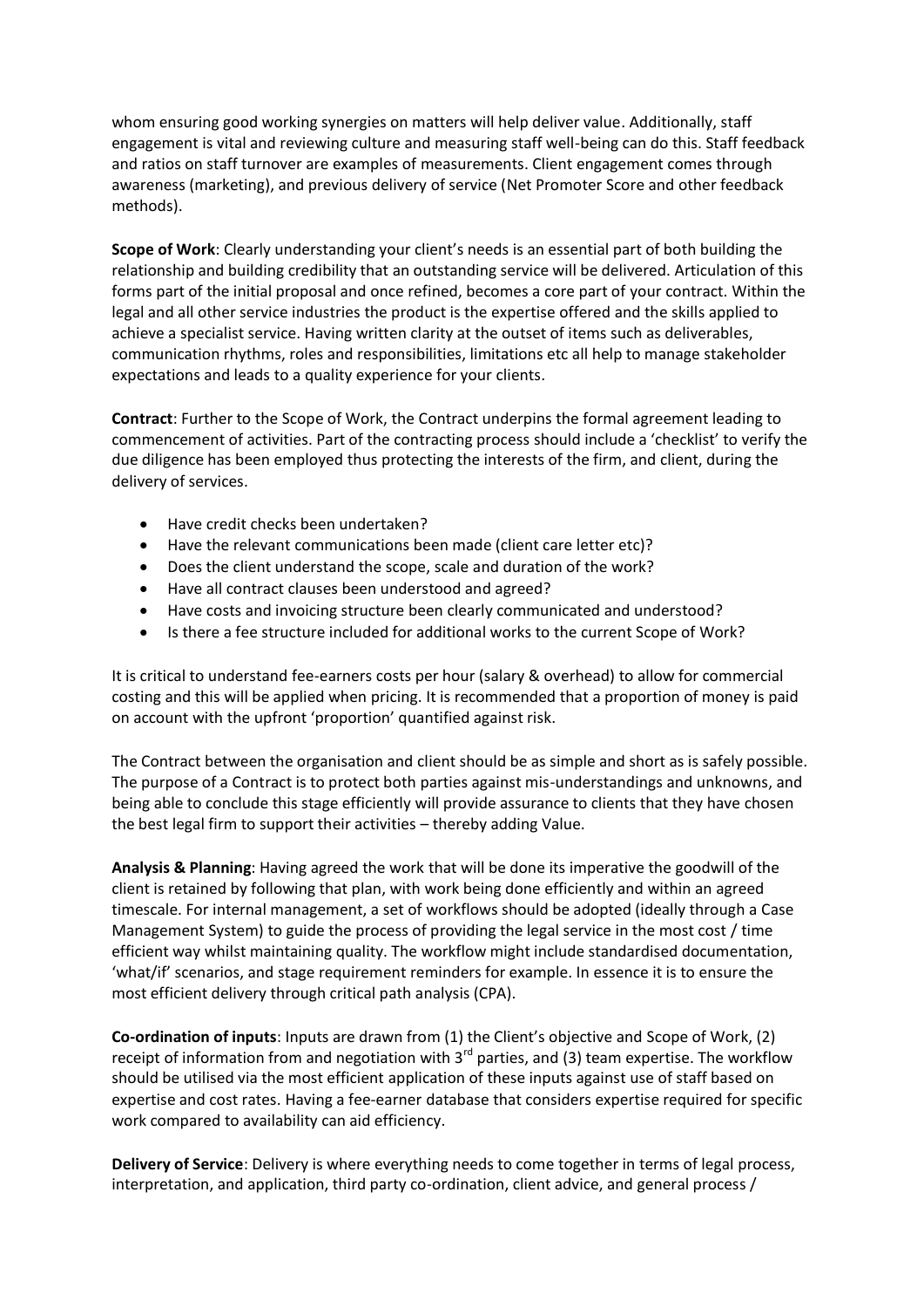whom ensuring good working synergies on matters will help deliver value. Additionally, staff engagement is vital and reviewing culture and measuring staff well-being can do this. Staff feedback and ratios on staff turnover are examples of measurements. Client engagement comes through awareness (marketing), and previous delivery of service (Net Promoter Score and other feedback methods).

**Scope of Work**: Clearly understanding your client's needs is an essential part of both building the relationship and building credibility that an outstanding service will be delivered. Articulation of this forms part of the initial proposal and once refined, becomes a core part of your contract. Within the legal and all other service industries the product is the expertise offered and the skills applied to achieve a specialist service. Having written clarity at the outset of items such as deliverables, communication rhythms, roles and responsibilities, limitations etc all help to manage stakeholder expectations and leads to a quality experience for your clients.

**Contract**: Further to the Scope of Work, the Contract underpins the formal agreement leading to commencement of activities. Part of the contracting process should include a 'checklist' to verify the due diligence has been employed thus protecting the interests of the firm, and client, during the delivery of services.

- Have credit checks been undertaken?
- Have the relevant communications been made (client care letter etc)?
- Does the client understand the scope, scale and duration of the work?
- Have all contract clauses been understood and agreed?
- Have costs and invoicing structure been clearly communicated and understood?
- Is there a fee structure included for additional works to the current Scope of Work?

It is critical to understand fee-earners costs per hour (salary & overhead) to allow for commercial costing and this will be applied when pricing. It is recommended that a proportion of money is paid on account with the upfront 'proportion' quantified against risk.

The Contract between the organisation and client should be as simple and short as is safely possible. The purpose of a Contract is to protect both parties against mis-understandings and unknowns, and being able to conclude this stage efficiently will provide assurance to clients that they have chosen the best legal firm to support their activities – thereby adding Value.

**Analysis & Planning**: Having agreed the work that will be done its imperative the goodwill of the client is retained by following that plan, with work being done efficiently and within an agreed timescale. For internal management, a set of workflows should be adopted (ideally through a Case Management System) to guide the process of providing the legal service in the most cost / time efficient way whilst maintaining quality. The workflow might include standardised documentation, 'what/if' scenarios, and stage requirement reminders for example. In essence it is to ensure the most efficient delivery through critical path analysis (CPA).

**Co-ordination of inputs**: Inputs are drawn from (1) the Client's objective and Scope of Work, (2) receipt of information from and negotiation with 3rd parties, and (3) team expertise. The workflow should be utilised via the most efficient application of these inputs against use of staff based on expertise and cost rates. Having a fee-earner database that considers expertise required for specific work compared to availability can aid efficiency.

**Delivery of Service**: Delivery is where everything needs to come together in terms of legal process, interpretation, and application, third party co-ordination, client advice, and general process /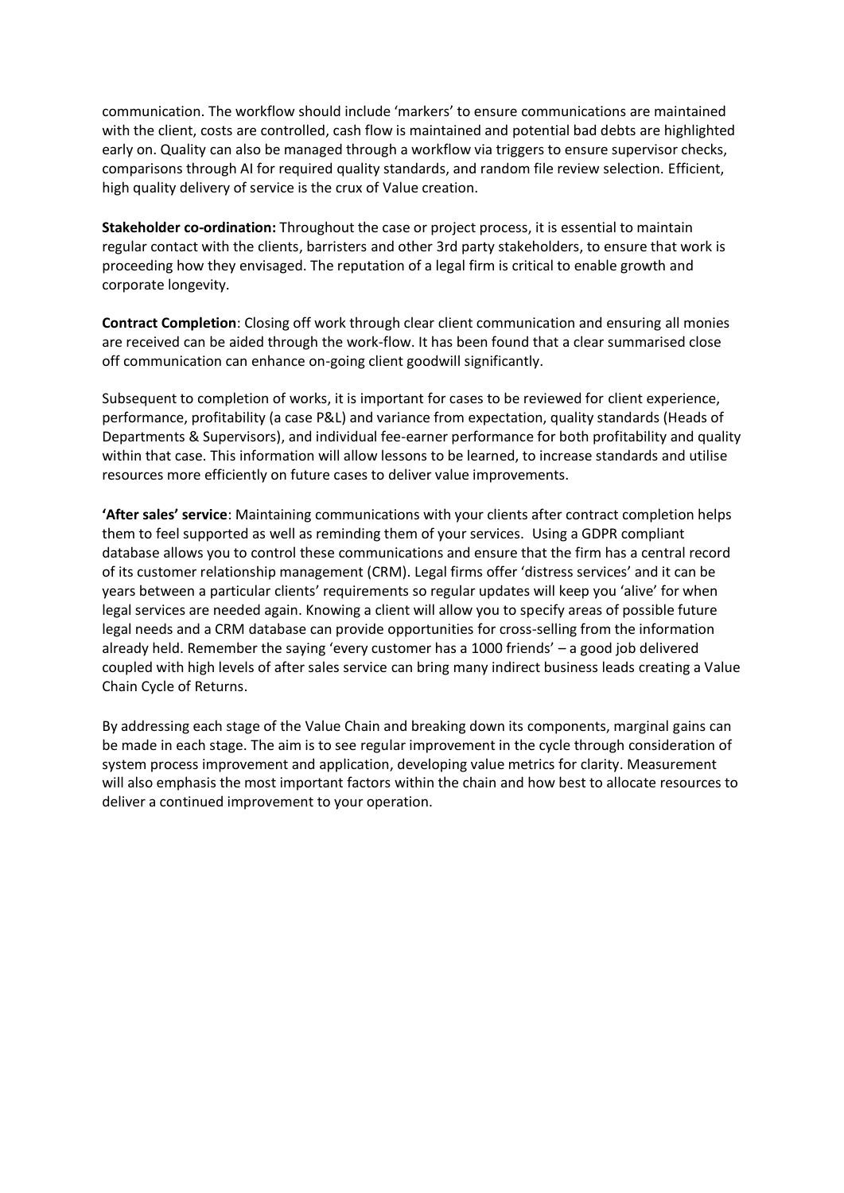communication. The workflow should include 'markers' to ensure communications are maintained with the client, costs are controlled, cash flow is maintained and potential bad debts are highlighted early on. Quality can also be managed through a workflow via triggers to ensure supervisor checks, comparisons through AI for required quality standards, and random file review selection. Efficient, high quality delivery of service is the crux of Value creation.

**Stakeholder co-ordination:** Throughout the case or project process, it is essential to maintain regular contact with the clients, barristers and other 3rd party stakeholders, to ensure that work is proceeding how they envisaged. The reputation of a legal firm is critical to enable growth and corporate longevity.

**Contract Completion**: Closing off work through clear client communication and ensuring all monies are received can be aided through the work-flow. It has been found that a clear summarised close off communication can enhance on-going client goodwill significantly.

Subsequent to completion of works, it is important for cases to be reviewed for client experience, performance, profitability (a case P&L) and variance from expectation, quality standards (Heads of Departments & Supervisors), and individual fee-earner performance for both profitability and quality within that case. This information will allow lessons to be learned, to increase standards and utilise resources more efficiently on future cases to deliver value improvements.

**'After sales' service**: Maintaining communications with your clients after contract completion helps them to feel supported as well as reminding them of your services. Using a GDPR compliant database allows you to control these communications and ensure that the firm has a central record of its customer relationship management (CRM). Legal firms offer 'distress services' and it can be years between a particular clients' requirements so regular updates will keep you 'alive' for when legal services are needed again. Knowing a client will allow you to specify areas of possible future legal needs and a CRM database can provide opportunities for cross-selling from the information already held. Remember the saying 'every customer has a 1000 friends' – a good job delivered coupled with high levels of after sales service can bring many indirect business leads creating a Value Chain Cycle of Returns.

By addressing each stage of the Value Chain and breaking down its components, marginal gains can be made in each stage. The aim is to see regular improvement in the cycle through consideration of system process improvement and application, developing value metrics for clarity. Measurement will also emphasis the most important factors within the chain and how best to allocate resources to deliver a continued improvement to your operation.